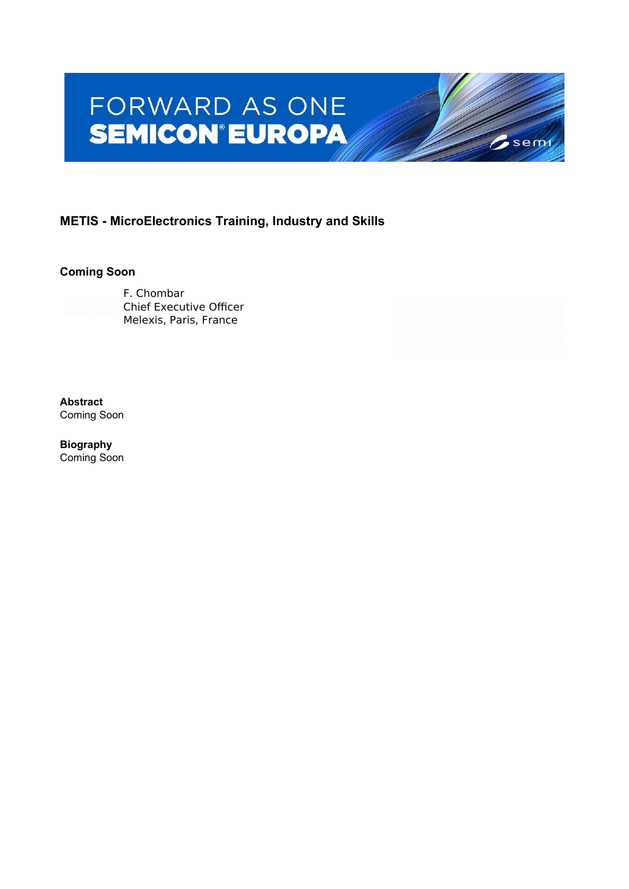FORWARD AS ONE
SEMICON® EUROPA

# METIS - MicroElectronics Training, Industry and Skills

## Coming Soon

F. Chombar
Chief Executive Officer
Melexis, Paris, France

**Abstract**
Coming Soon

**Biography**
Coming Soon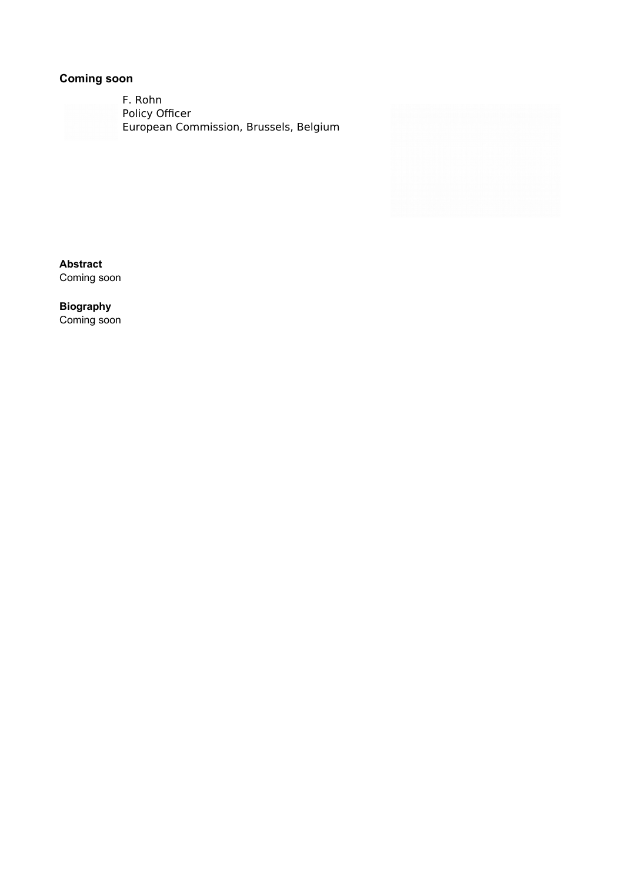### Coming soon

F. Rohn
Policy Officer
European Commission, Brussels, Belgium

**Abstract**
Coming soon

**Biography**
Coming soon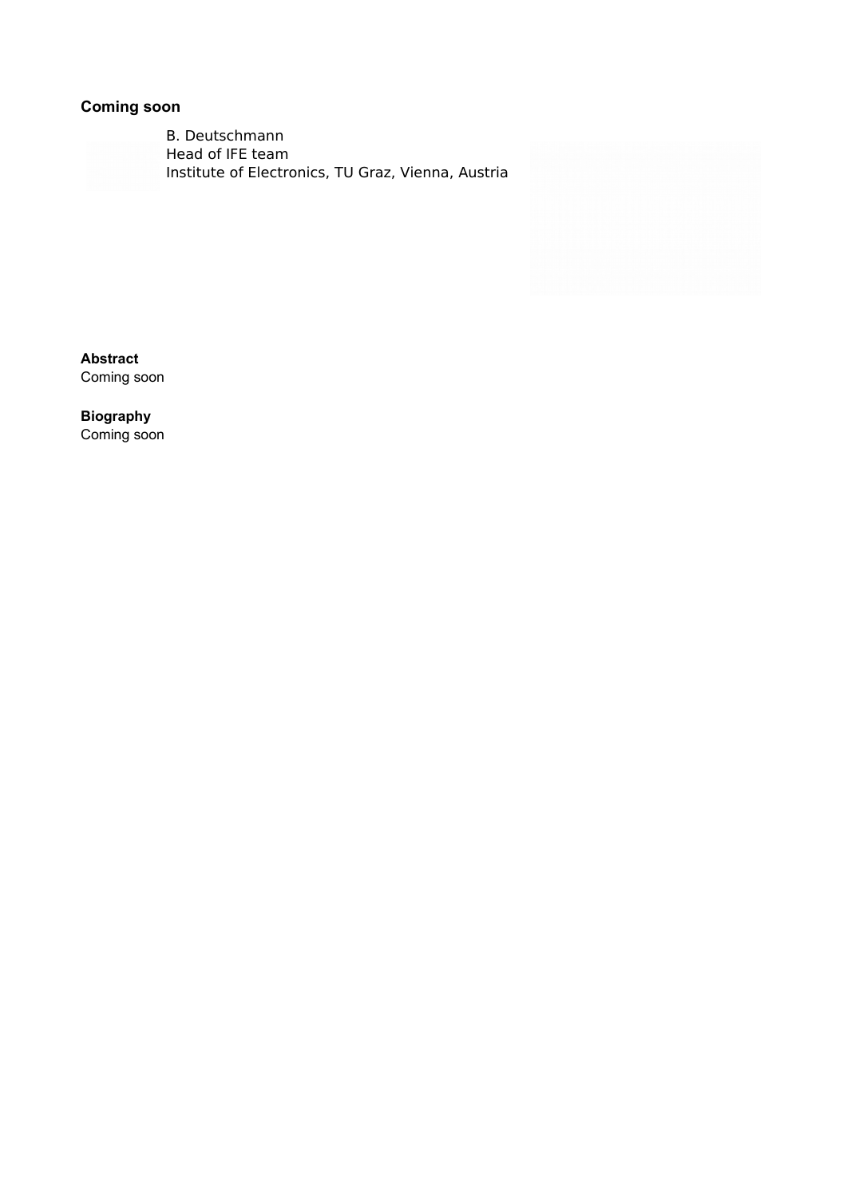### Coming soon

B. Deutschmann
Head of IFE team
Institute of Electronics, TU Graz, Vienna, Austria

**Abstract**
Coming soon

**Biography**
Coming soon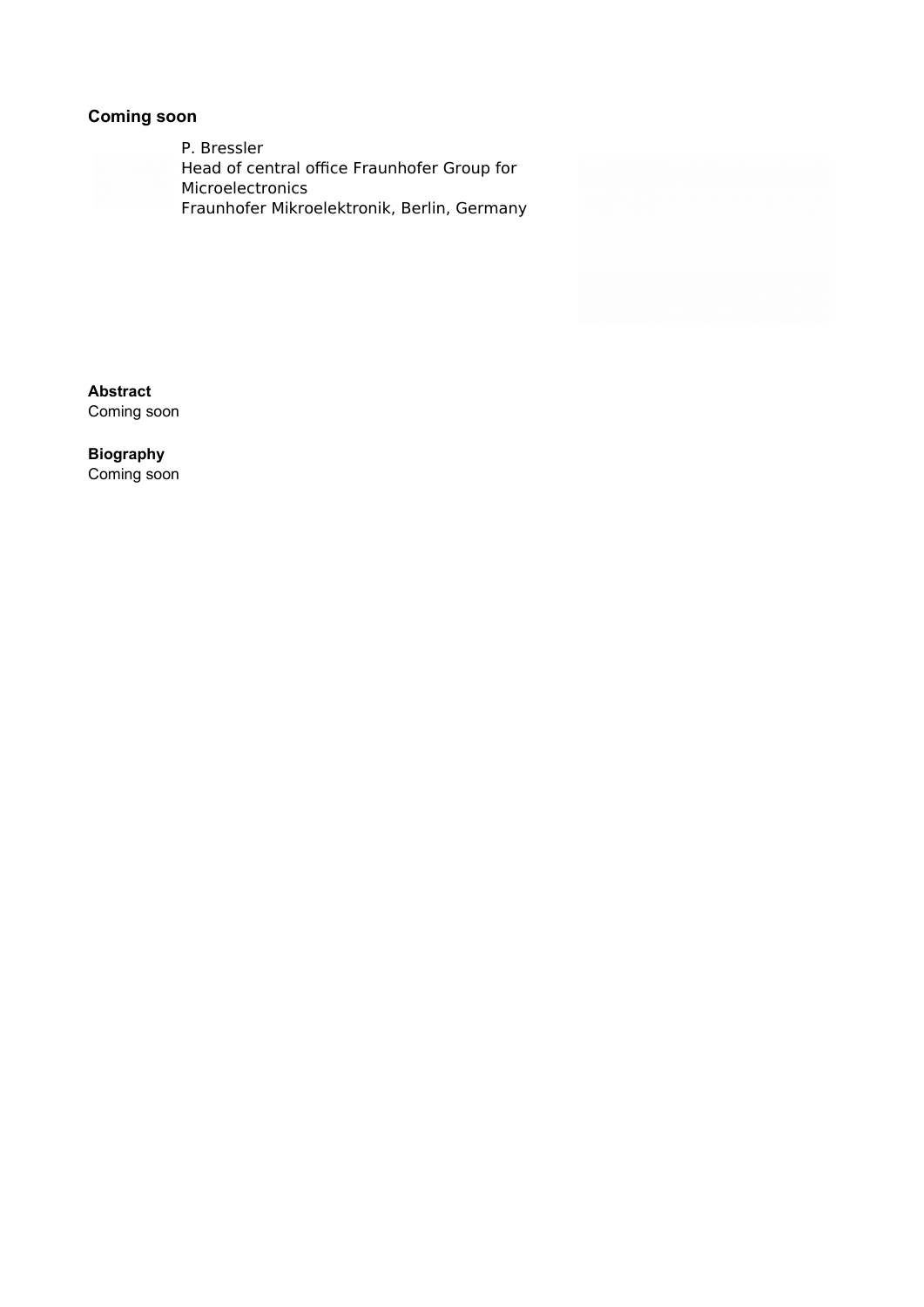### Coming soon

P. Bressler
Head of central office Fraunhofer Group for Microelectronics
Fraunhofer Mikroelektronik, Berlin, Germany

**Abstract**
Coming soon

**Biography**
Coming soon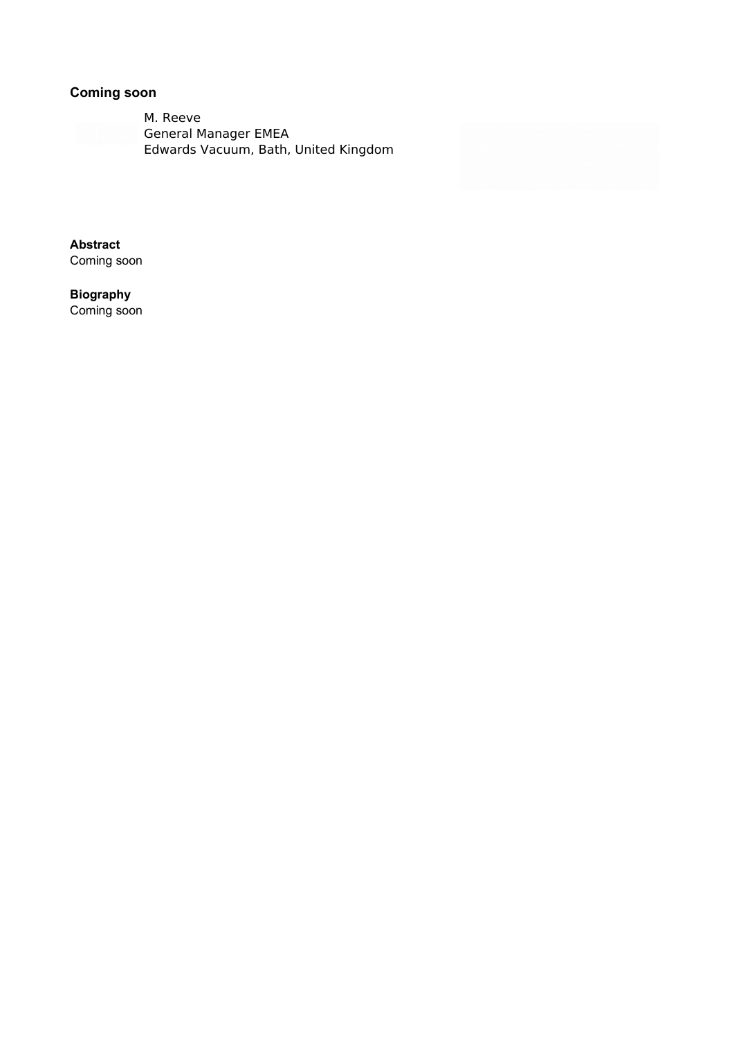## Coming soon

M. Reeve
General Manager EMEA
Edwards Vacuum, Bath, United Kingdom

**Abstract**
Coming soon

**Biography**
Coming soon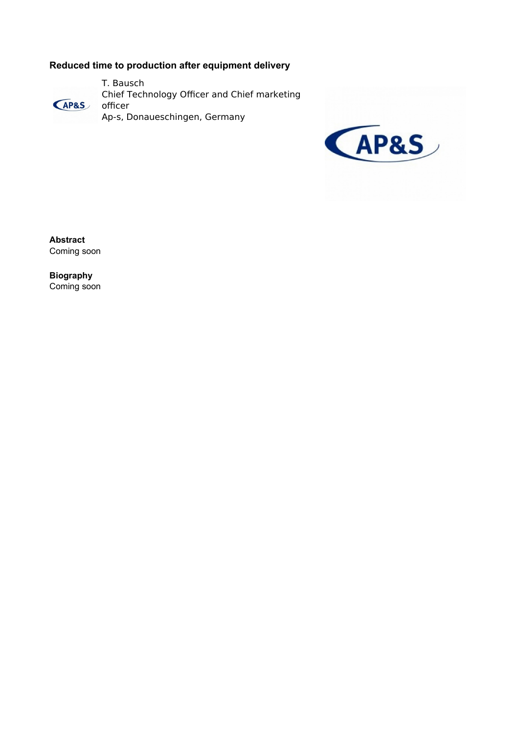### Reduced time to production after equipment delivery

T. Bausch
Chief Technology Officer and Chief marketing officer
Ap-s, Donaueschingen, Germany

**Abstract**
Coming soon

**Biography**
Coming soon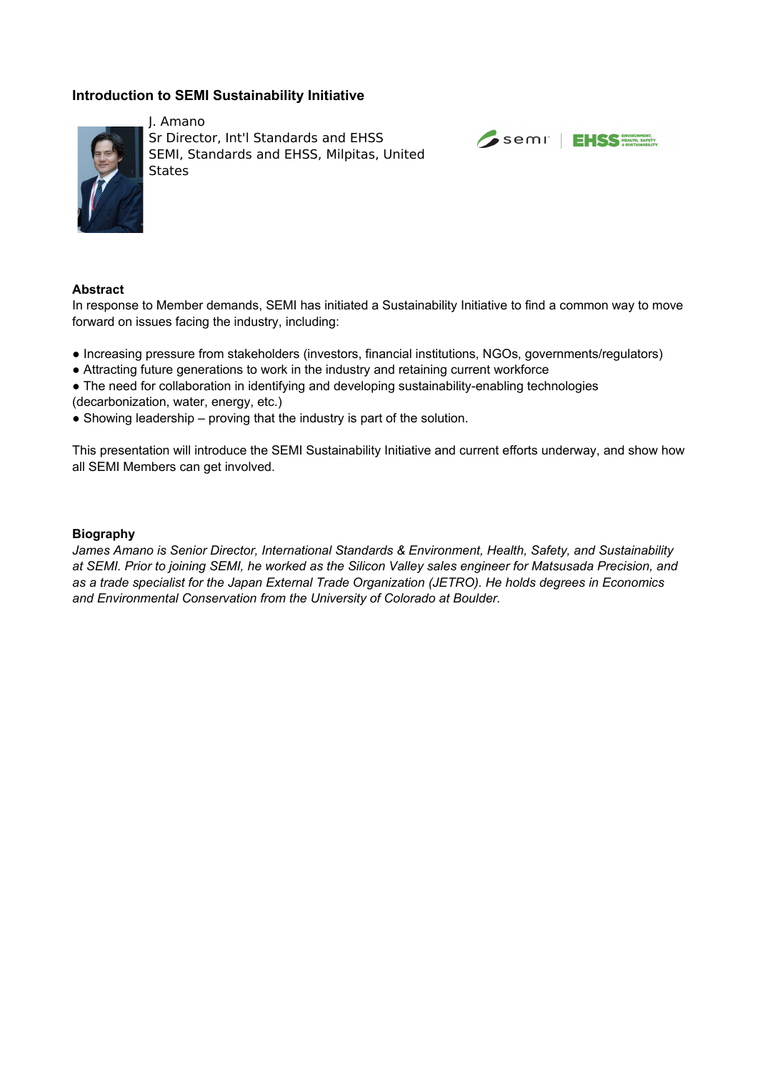## Introduction to SEMI Sustainability Initiative

J. Amano
Sr Director, Int'l Standards and EHSS
SEMI, Standards and EHSS, Milpitas, United States

### Abstract

In response to Member demands, SEMI has initiated a Sustainability Initiative to find a common way to move forward on issues facing the industry, including:

- Increasing pressure from stakeholders (investors, financial institutions, NGOs, governments/regulators)
- Attracting future generations to work in the industry and retaining current workforce
- The need for collaboration in identifying and developing sustainability-enabling technologies (decarbonization, water, energy, etc.)
- Showing leadership – proving that the industry is part of the solution.

This presentation will introduce the SEMI Sustainability Initiative and current efforts underway, and show how all SEMI Members can get involved.

### Biography

*James Amano is Senior Director, International Standards & Environment, Health, Safety, and Sustainability at SEMI. Prior to joining SEMI, he worked as the Silicon Valley sales engineer for Matsusada Precision, and as a trade specialist for the Japan External Trade Organization (JETRO). He holds degrees in Economics and Environmental Conservation from the University of Colorado at Boulder.*